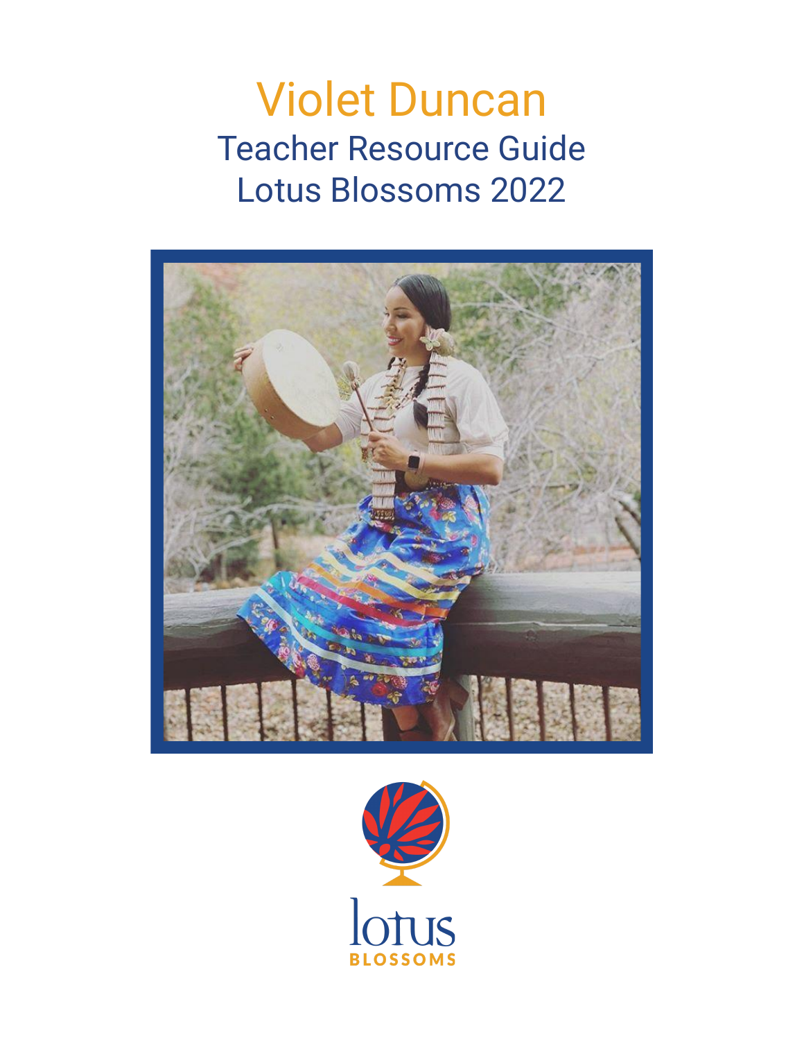# Violet Duncan

## Teacher Resource Guide
## Lotus Blossoms 2022

lotus
BLOSSOMS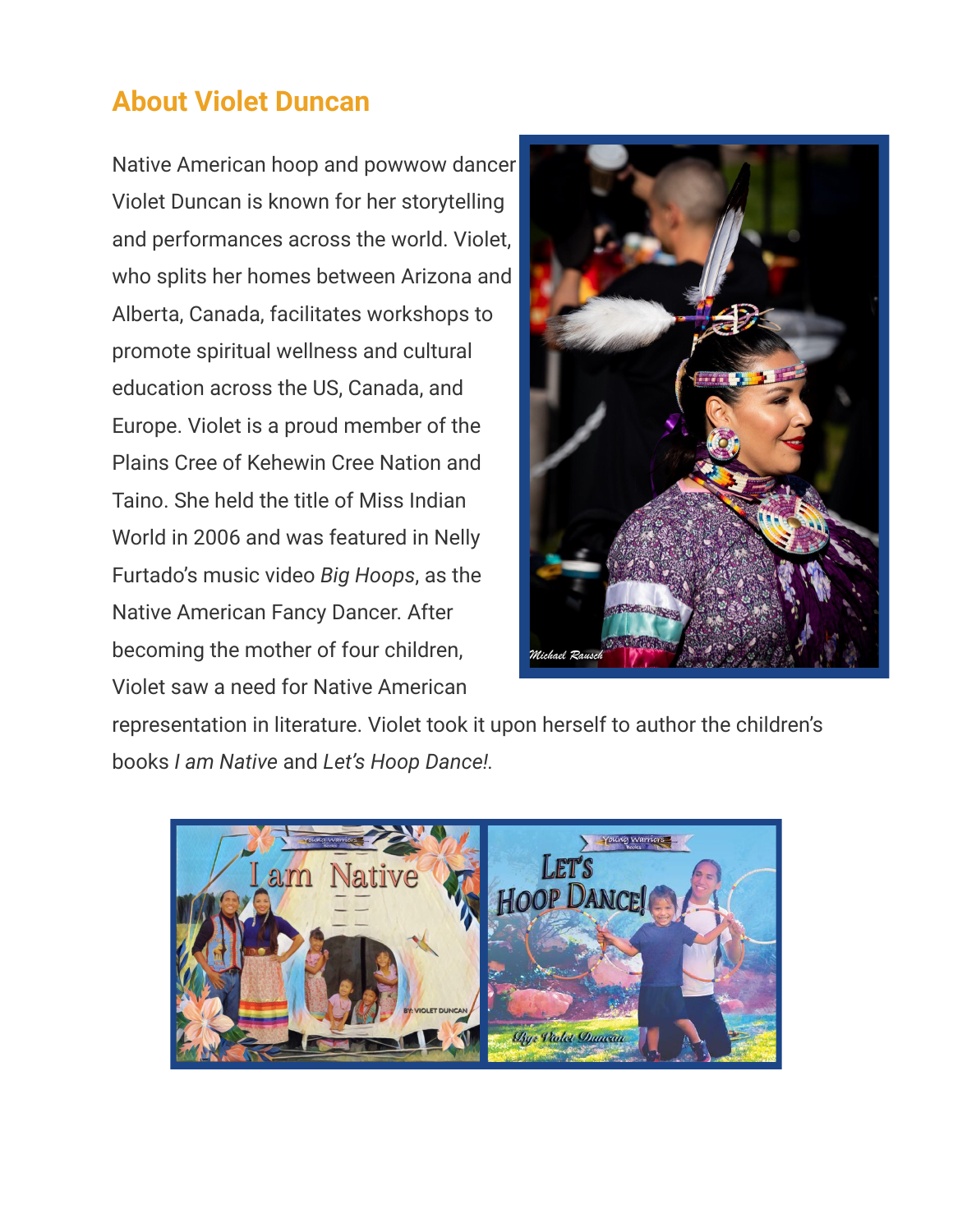## About Violet Duncan

Native American hoop and powwow dancer Violet Duncan is known for her storytelling and performances across the world. Violet, who splits her homes between Arizona and Alberta, Canada, facilitates workshops to promote spiritual wellness and cultural education across the US, Canada, and Europe. Violet is a proud member of the Plains Cree of Kehewin Cree Nation and Taino. She held the title of Miss Indian World in 2006 and was featured in Nelly Furtado's music video *Big Hoops*, as the Native American Fancy Dancer. After becoming the mother of four children, Violet saw a need for Native American representation in literature. Violet took it upon herself to author the children's books *I am Native* and *Let's Hoop Dance!*.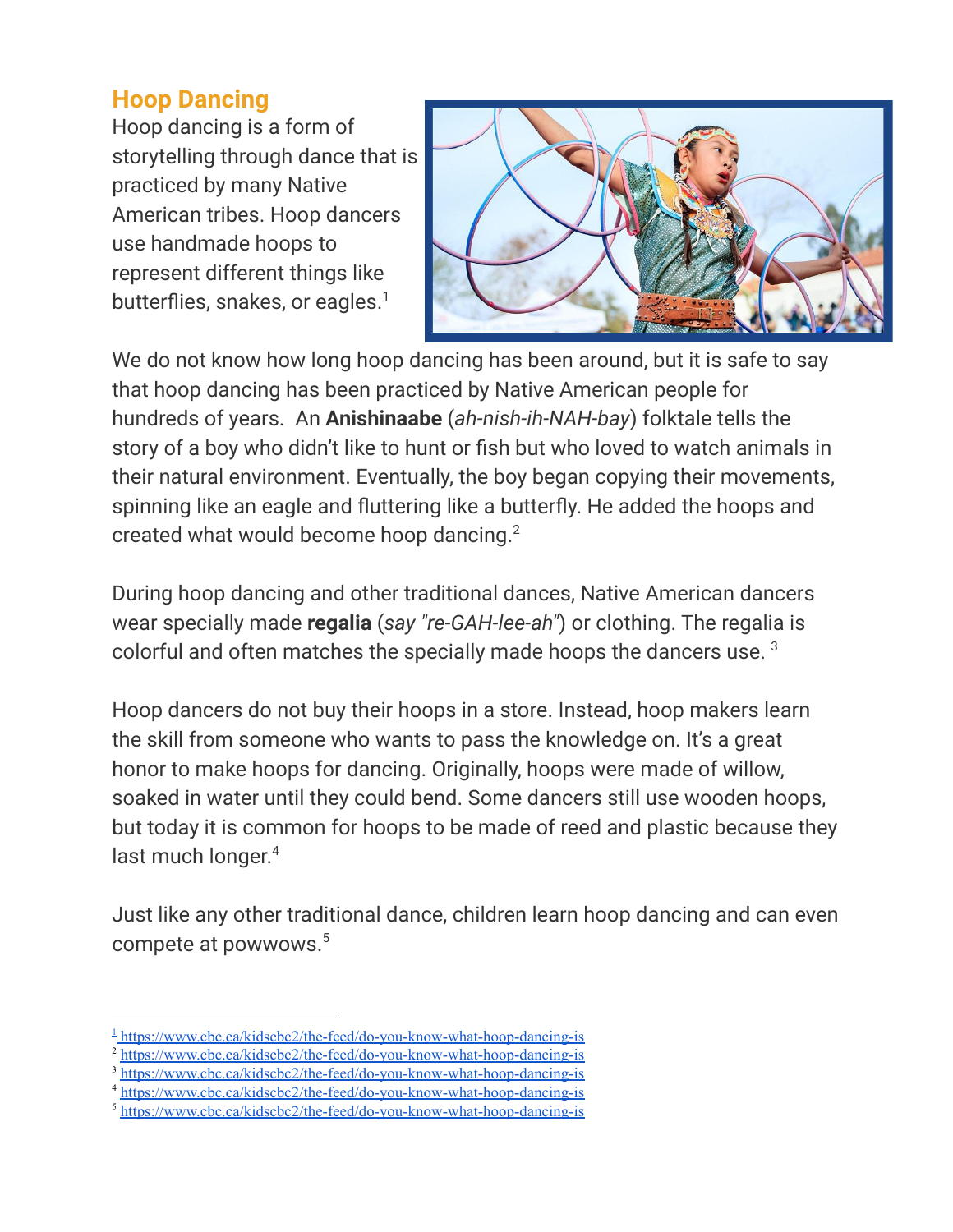## Hoop Dancing

Hoop dancing is a form of storytelling through dance that is practiced by many Native American tribes. Hoop dancers use handmade hoops to represent different things like butterflies, snakes, or eagles.[1]

We do not know how long hoop dancing has been around, but it is safe to say that hoop dancing has been practiced by Native American people for hundreds of years. An **Anishinaabe** (*ah-nish-ih-NAH-bay*) folktale tells the story of a boy who didn't like to hunt or fish but who loved to watch animals in their natural environment. Eventually, the boy began copying their movements, spinning like an eagle and fluttering like a butterfly. He added the hoops and created what would become hoop dancing.[2]

During hoop dancing and other traditional dances, Native American dancers wear specially made **regalia** (*say "re-GAH-lee-ah"*) or clothing. The regalia is colorful and often matches the specially made hoops the dancers use. [3]

Hoop dancers do not buy their hoops in a store. Instead, hoop makers learn the skill from someone who wants to pass the knowledge on. It's a great honor to make hoops for dancing. Originally, hoops were made of willow, soaked in water until they could bend. Some dancers still use wooden hoops, but today it is common for hoops to be made of reed and plastic because they last much longer.[4]

Just like any other traditional dance, children learn hoop dancing and can even compete at powwows.[5]

---

[1] https://www.cbc.ca/kidscbc2/the-feed/do-you-know-what-hoop-dancing-is
[2] https://www.cbc.ca/kidscbc2/the-feed/do-you-know-what-hoop-dancing-is
[3] https://www.cbc.ca/kidscbc2/the-feed/do-you-know-what-hoop-dancing-is
[4] https://www.cbc.ca/kidscbc2/the-feed/do-you-know-what-hoop-dancing-is
[5] https://www.cbc.ca/kidscbc2/the-feed/do-you-know-what-hoop-dancing-is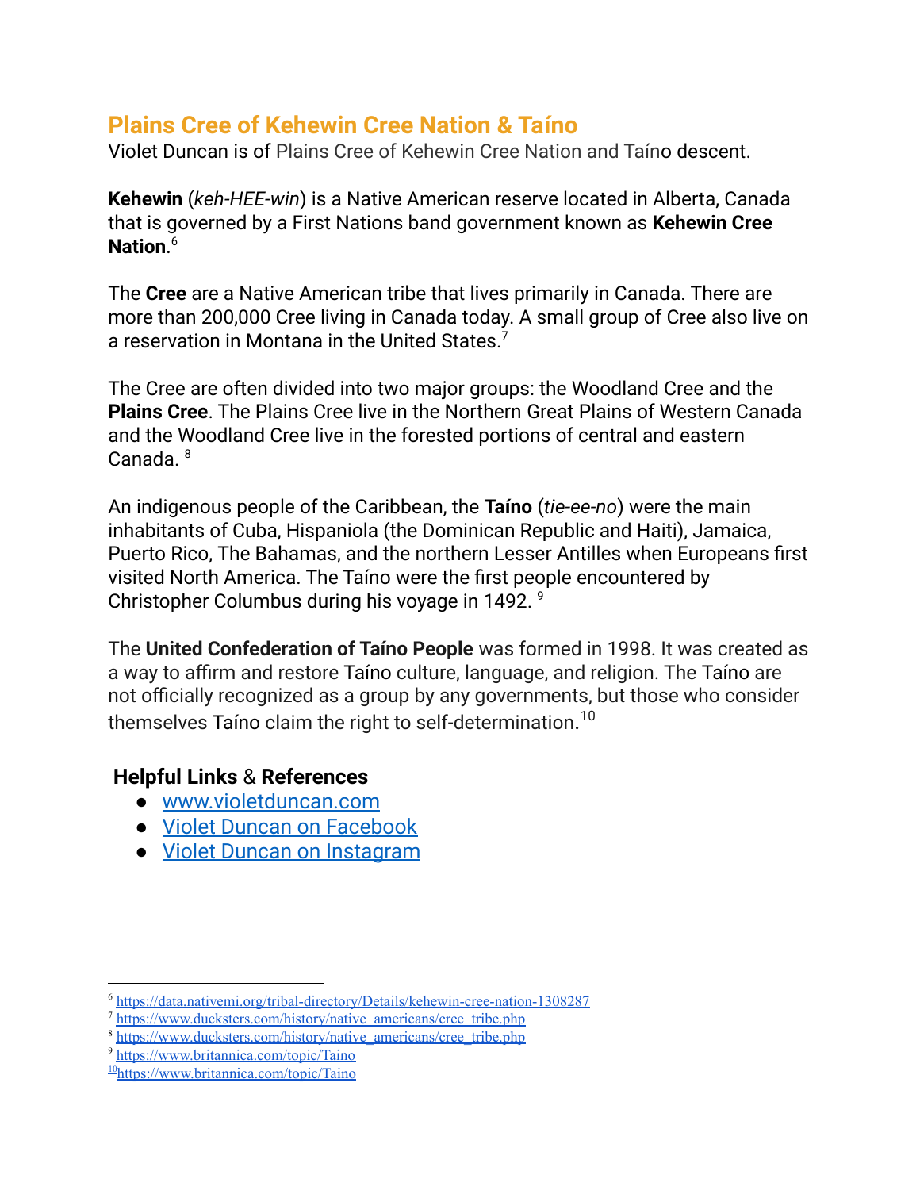## Plains Cree of Kehewin Cree Nation & Taíno

Violet Duncan is of Plains Cree of Kehewin Cree Nation and Taíno descent.

**Kehewin** (*keh-HEE-win*) is a Native American reserve located in Alberta, Canada that is governed by a First Nations band government known as **Kehewin Cree Nation**.[6]

The **Cree** are a Native American tribe that lives primarily in Canada. There are more than 200,000 Cree living in Canada today. A small group of Cree also live on a reservation in Montana in the United States.[7]

The Cree are often divided into two major groups: the Woodland Cree and the **Plains Cree**. The Plains Cree live in the Northern Great Plains of Western Canada and the Woodland Cree live in the forested portions of central and eastern Canada. [8]

An indigenous people of the Caribbean, the **Taíno** (*tie-ee-no*) were the main inhabitants of Cuba, Hispaniola (the Dominican Republic and Haiti), Jamaica, Puerto Rico, The Bahamas, and the northern Lesser Antilles when Europeans first visited North America. The Taíno were the first people encountered by Christopher Columbus during his voyage in 1492. [9]

The **United Confederation of Taíno People** was formed in 1998. It was created as a way to affirm and restore Taíno culture, language, and religion. The Taíno are not officially recognized as a group by any governments, but those who consider themselves Taíno claim the right to self-determination.[10]

### Helpful Links & References

- www.violetduncan.com
- Violet Duncan on Facebook
- Violet Duncan on Instagram

---

[6] https://data.nativemi.org/tribal-directory/Details/kehewin-cree-nation-1308287
[7] https://www.ducksters.com/history/native_americans/cree_tribe.php
[8] https://www.ducksters.com/history/native_americans/cree_tribe.php
[9] https://www.britannica.com/topic/Taino
[10] https://www.britannica.com/topic/Taino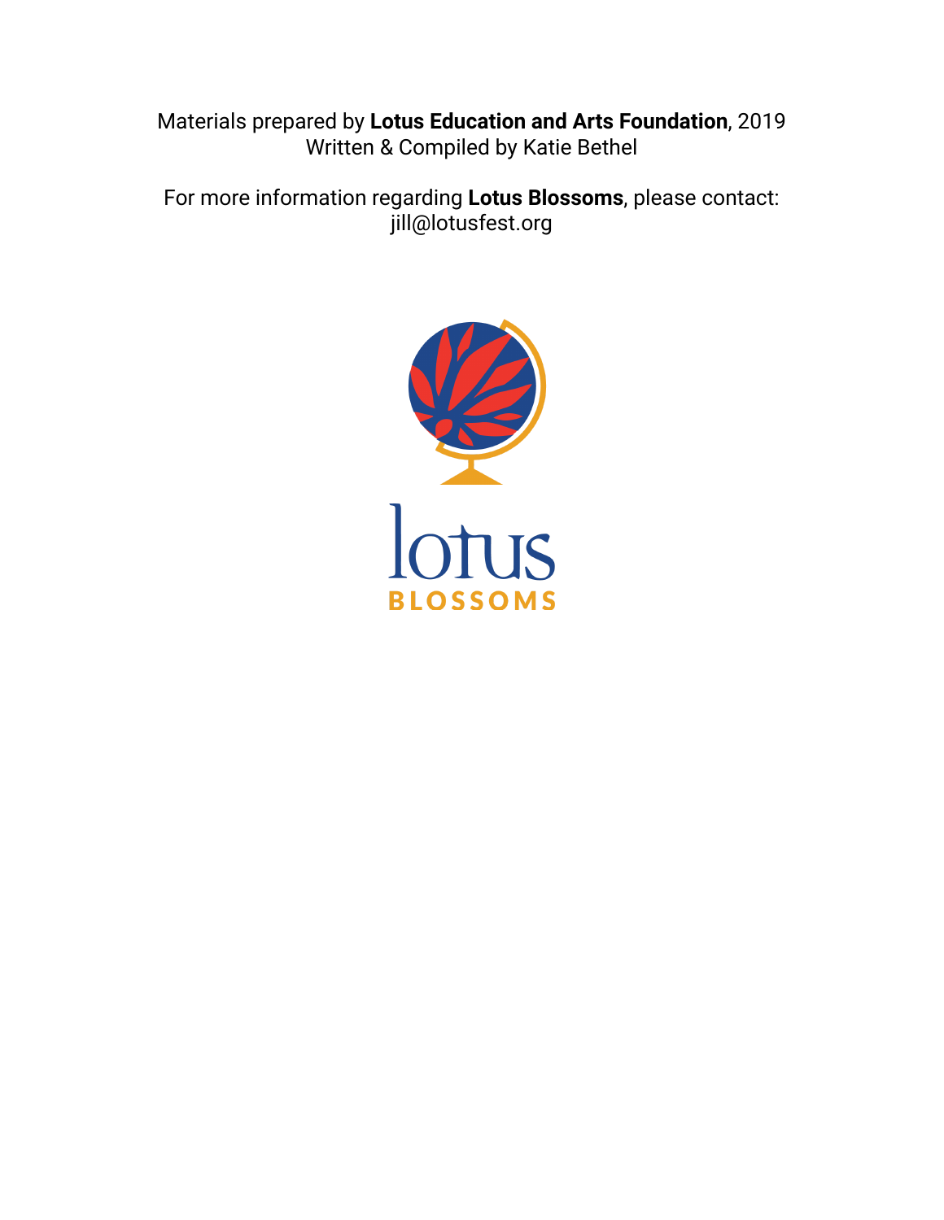Materials prepared by **Lotus Education and Arts Foundation**, 2019
Written & Compiled by Katie Bethel

For more information regarding **Lotus Blossoms**, please contact:
jill@lotusfest.org

lotus
BLOSSOMS